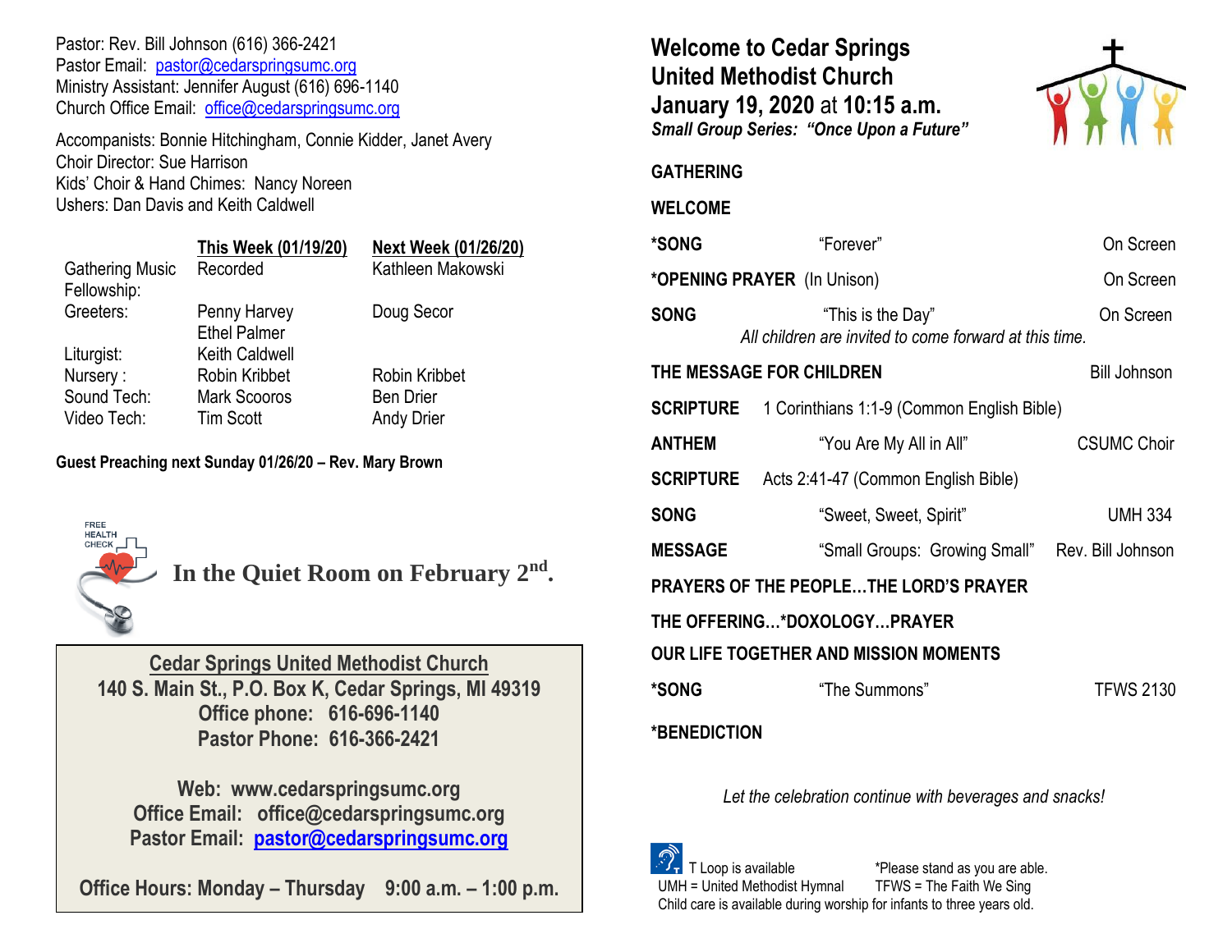Pastor: Rev. Bill Johnson (616) 366-2421
Pastor Email: pastor@cedarspringsumc.org
Ministry Assistant: Jennifer August (616) 696-1140
Church Office Email: office@cedarspringsumc.org

Accompanists: Bonnie Hitchingham, Connie Kidder, Janet Avery
Choir Director: Sue Harrison
Kids' Choir & Hand Chimes: Nancy Noreen
Ushers: Dan Davis and Keith Caldwell

| | This Week (01/19/20) | Next Week (01/26/20) |
|---|---|---|
| Gathering Music | Recorded | Kathleen Makowski |
| Fellowship: | | |
| Greeters: | Penny Harvey<br>Ethel Palmer | Doug Secor |
| Liturgist: | Keith Caldwell | |
| Nursery : | Robin Kribbet | Robin Kribbet |
| Sound Tech: | Mark Scooros | Ben Drier |
| Video Tech: | Tim Scott | Andy Drier |

**Guest Preaching next Sunday 01/26/20 – Rev. Mary Brown**

FREE HEALTH CHECK

**In the Quiet Room on February 2nd.**

**Cedar Springs United Methodist Church**
**140 S. Main St., P.O. Box K, Cedar Springs, MI 49319**
**Office phone: 616-696-1140**
**Pastor Phone: 616-366-2421**

**Web: www.cedarspringsumc.org**
**Office Email: office@cedarspringsumc.org**
**Pastor Email: pastor@cedarspringsumc.org**

**Office Hours: Monday – Thursday 9:00 a.m. – 1:00 p.m.**

# Welcome to Cedar Springs United Methodist Church
## January 19, 2020 at 10:15 a.m.
***Small Group Series: "Once Upon a Future"***

**GATHERING**

**WELCOME**

**\*SONG** "Forever" On Screen

**\*OPENING PRAYER** (In Unison) On Screen

**SONG** "This is the Day" On Screen
*All children are invited to come forward at this time.*

**THE MESSAGE FOR CHILDREN** Bill Johnson

**SCRIPTURE** 1 Corinthians 1:1-9 (Common English Bible)

**ANTHEM** "You Are My All in All" CSUMC Choir

**SCRIPTURE** Acts 2:41-47 (Common English Bible)

**SONG** "Sweet, Sweet, Spirit" UMH 334

**MESSAGE** "Small Groups: Growing Small" Rev. Bill Johnson

**PRAYERS OF THE PEOPLE…THE LORD'S PRAYER**

**THE OFFERING…\*DOXOLOGY…PRAYER**

**OUR LIFE TOGETHER AND MISSION MOMENTS**

**\*SONG** "The Summons" TFWS 2130

**\*BENEDICTION**

*Let the celebration continue with beverages and snacks!*

T Loop is available *Please stand as you are able.
UMH = United Methodist Hymnal TFWS = The Faith We Sing
Child care is available during worship for infants to three years old.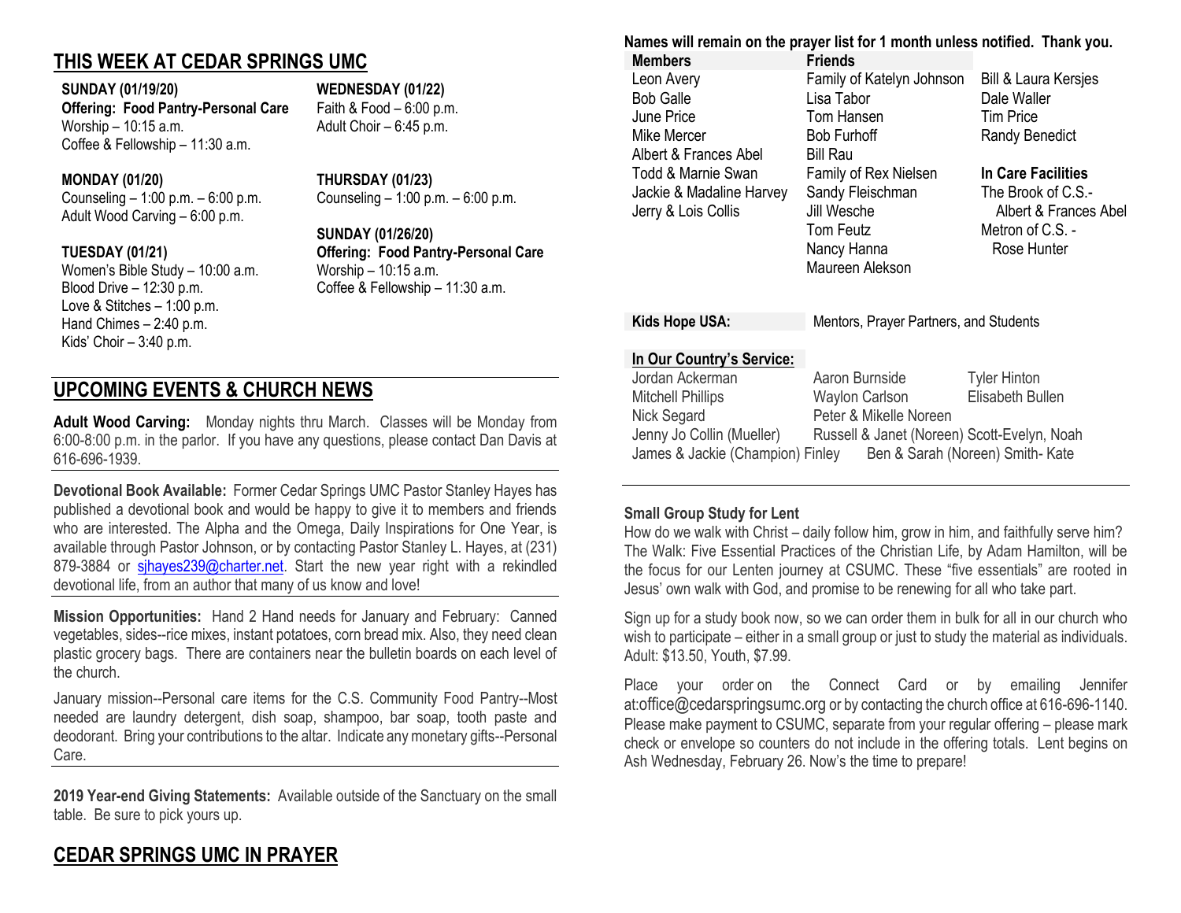## THIS WEEK AT CEDAR SPRINGS UMC

**SUNDAY (01/19/20)**
**Offering: Food Pantry-Personal Care**
Worship – 10:15 a.m.
Coffee & Fellowship – 11:30 a.m.

**MONDAY (01/20)**
Counseling – 1:00 p.m. – 6:00 p.m.
Adult Wood Carving – 6:00 p.m.

**TUESDAY (01/21)**
Women's Bible Study – 10:00 a.m.
Blood Drive – 12:30 p.m.
Love & Stitches – 1:00 p.m.
Hand Chimes – 2:40 p.m.
Kids' Choir – 3:40 p.m.

**WEDNESDAY (01/22)**
Faith & Food – 6:00 p.m.
Adult Choir – 6:45 p.m.

**THURSDAY (01/23)**
Counseling – 1:00 p.m. – 6:00 p.m.

**SUNDAY (01/26/20)**
**Offering: Food Pantry-Personal Care**
Worship – 10:15 a.m.
Coffee & Fellowship – 11:30 a.m.

## UPCOMING EVENTS & CHURCH NEWS

**Adult Wood Carving:** Monday nights thru March. Classes will be Monday from 6:00-8:00 p.m. in the parlor. If you have any questions, please contact Dan Davis at 616-696-1939.

**Devotional Book Available:** Former Cedar Springs UMC Pastor Stanley Hayes has published a devotional book and would be happy to give it to members and friends who are interested. The Alpha and the Omega, Daily Inspirations for One Year, is available through Pastor Johnson, or by contacting Pastor Stanley L. Hayes, at (231) 879-3884 or sjhayes239@charter.net. Start the new year right with a rekindled devotional life, from an author that many of us know and love!

**Mission Opportunities:** Hand 2 Hand needs for January and February: Canned vegetables, sides--rice mixes, instant potatoes, corn bread mix. Also, they need clean plastic grocery bags. There are containers near the bulletin boards on each level of the church.

January mission--Personal care items for the C.S. Community Food Pantry--Most needed are laundry detergent, dish soap, shampoo, bar soap, tooth paste and deodorant. Bring your contributions to the altar. Indicate any monetary gifts--Personal Care.

**2019 Year-end Giving Statements:** Available outside of the Sanctuary on the small table. Be sure to pick yours up.

## CEDAR SPRINGS UMC IN PRAYER

**Names will remain on the prayer list for 1 month unless notified. Thank you.**

| **Members** | **Friends** | |
|---|---|---|
| Leon Avery | Family of Katelyn Johnson | Bill & Laura Kersjes |
| Bob Galle | Lisa Tabor | Dale Waller |
| June Price | Tom Hansen | Tim Price |
| Mike Mercer | Bob Furhoff | Randy Benedict |
| Albert & Frances Abel | Bill Rau | |
| Todd & Marnie Swan | Family of Rex Nielsen | **In Care Facilities** |
| Jackie & Madaline Harvey | Sandy Fleischman | The Brook of C.S.- Albert & Frances Abel |
| Jerry & Lois Collis | Jill Wesche | |
| | Tom Feutz | Metron of C.S. - Rose Hunter |
| | Nancy Hanna | |
| | Maureen Alekson | |

**Kids Hope USA:** Mentors, Prayer Partners, and Students

**In Our Country's Service:**

Jordan Ackerman
Aaron Burnside
Tyler Hinton
Mitchell Phillips
Waylon Carlson
Elisabeth Bullen
Nick Segard
Peter & Mikelle Noreen
Jenny Jo Collin (Mueller)
Russell & Janet (Noreen) Scott-Evelyn, Noah
James & Jackie (Champion) Finley
Ben & Sarah (Noreen) Smith- Kate

**Small Group Study for Lent**

How do we walk with Christ – daily follow him, grow in him, and faithfully serve him? The Walk: Five Essential Practices of the Christian Life, by Adam Hamilton, will be the focus for our Lenten journey at CSUMC. These "five essentials" are rooted in Jesus' own walk with God, and promise to be renewing for all who take part.

Sign up for a study book now, so we can order them in bulk for all in our church who wish to participate – either in a small group or just to study the material as individuals. Adult: $13.50, Youth, $7.99.

Place your order on the Connect Card or by emailing Jennifer at:office@cedarspringsumc.org or by contacting the church office at 616-696-1140. Please make payment to CSUMC, separate from your regular offering – please mark check or envelope so counters do not include in the offering totals. Lent begins on Ash Wednesday, February 26. Now's the time to prepare!